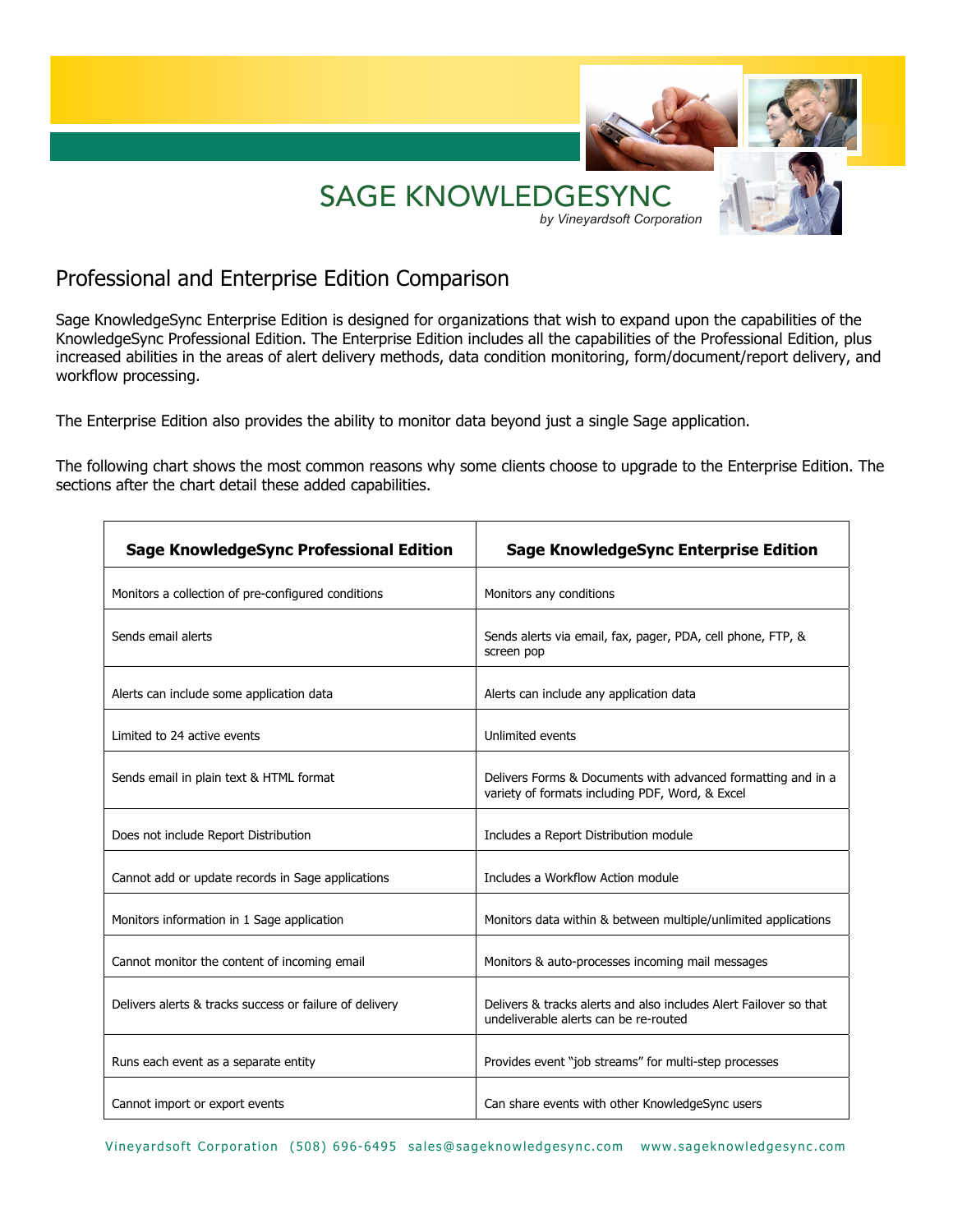# SAGE KNOWLEDGESYNC

*by Vineyardsoft Corporation*

## Professional and Enterprise Edition Comparison

Sage KnowledgeSync Enterprise Edition is designed for organizations that wish to expand upon the capabilities of the KnowledgeSync Professional Edition. The Enterprise Edition includes all the capabilities of the Professional Edition, plus increased abilities in the areas of alert delivery methods, data condition monitoring, form/document/report delivery, and workflow processing.

The Enterprise Edition also provides the ability to monitor data beyond just a single Sage application.

The following chart shows the most common reasons why some clients choose to upgrade to the Enterprise Edition. The sections after the chart detail these added capabilities.

| Sage KnowledgeSync Professional Edition | Sage KnowledgeSync Enterprise Edition |
|---|---|
| Monitors a collection of pre-configured conditions | Monitors any conditions |
| Sends email alerts | Sends alerts via email, fax, pager, PDA, cell phone, FTP, & screen pop |
| Alerts can include some application data | Alerts can include any application data |
| Limited to 24 active events | Unlimited events |
| Sends email in plain text & HTML format | Delivers Forms & Documents with advanced formatting and in a variety of formats including PDF, Word, & Excel |
| Does not include Report Distribution | Includes a Report Distribution module |
| Cannot add or update records in Sage applications | Includes a Workflow Action module |
| Monitors information in 1 Sage application | Monitors data within & between multiple/unlimited applications |
| Cannot monitor the content of incoming email | Monitors & auto-processes incoming mail messages |
| Delivers alerts & tracks success or failure of delivery | Delivers & tracks alerts and also includes Alert Failover so that undeliverable alerts can be re-routed |
| Runs each event as a separate entity | Provides event "job streams" for multi-step processes |
| Cannot import or export events | Can share events with other KnowledgeSync users |

Vineyardsoft Corporation (508) 696-6495 sales@sageknowledgesync.com www.sageknowledgesync.com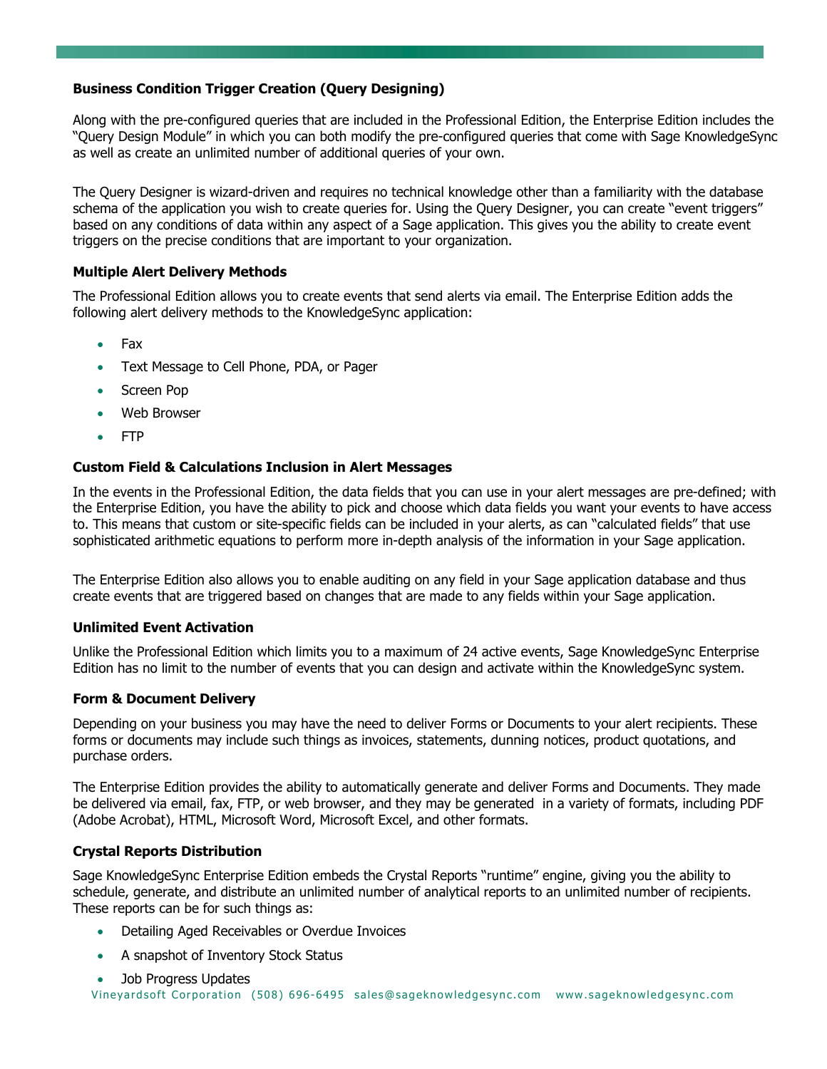**Business Condition Trigger Creation (Query Designing)**

Along with the pre-configured queries that are included in the Professional Edition, the Enterprise Edition includes the "Query Design Module" in which you can both modify the pre-configured queries that come with Sage KnowledgeSync as well as create an unlimited number of additional queries of your own.

The Query Designer is wizard-driven and requires no technical knowledge other than a familiarity with the database schema of the application you wish to create queries for. Using the Query Designer, you can create "event triggers" based on any conditions of data within any aspect of a Sage application. This gives you the ability to create event triggers on the precise conditions that are important to your organization.

**Multiple Alert Delivery Methods**

The Professional Edition allows you to create events that send alerts via email. The Enterprise Edition adds the following alert delivery methods to the KnowledgeSync application:

- Fax
- Text Message to Cell Phone, PDA, or Pager
- Screen Pop
- Web Browser
- FTP

**Custom Field & Calculations Inclusion in Alert Messages**

In the events in the Professional Edition, the data fields that you can use in your alert messages are pre-defined; with the Enterprise Edition, you have the ability to pick and choose which data fields you want your events to have access to. This means that custom or site-specific fields can be included in your alerts, as can "calculated fields" that use sophisticated arithmetic equations to perform more in-depth analysis of the information in your Sage application.

The Enterprise Edition also allows you to enable auditing on any field in your Sage application database and thus create events that are triggered based on changes that are made to any fields within your Sage application.

**Unlimited Event Activation**

Unlike the Professional Edition which limits you to a maximum of 24 active events, Sage KnowledgeSync Enterprise Edition has no limit to the number of events that you can design and activate within the KnowledgeSync system.

**Form & Document Delivery**

Depending on your business you may have the need to deliver Forms or Documents to your alert recipients. These forms or documents may include such things as invoices, statements, dunning notices, product quotations, and purchase orders.

The Enterprise Edition provides the ability to automatically generate and deliver Forms and Documents. They made be delivered via email, fax, FTP, or web browser, and they may be generated in a variety of formats, including PDF (Adobe Acrobat), HTML, Microsoft Word, Microsoft Excel, and other formats.

**Crystal Reports Distribution**

Sage KnowledgeSync Enterprise Edition embeds the Crystal Reports "runtime" engine, giving you the ability to schedule, generate, and distribute an unlimited number of analytical reports to an unlimited number of recipients. These reports can be for such things as:

- Detailing Aged Receivables or Overdue Invoices
- A snapshot of Inventory Stock Status
- Job Progress Updates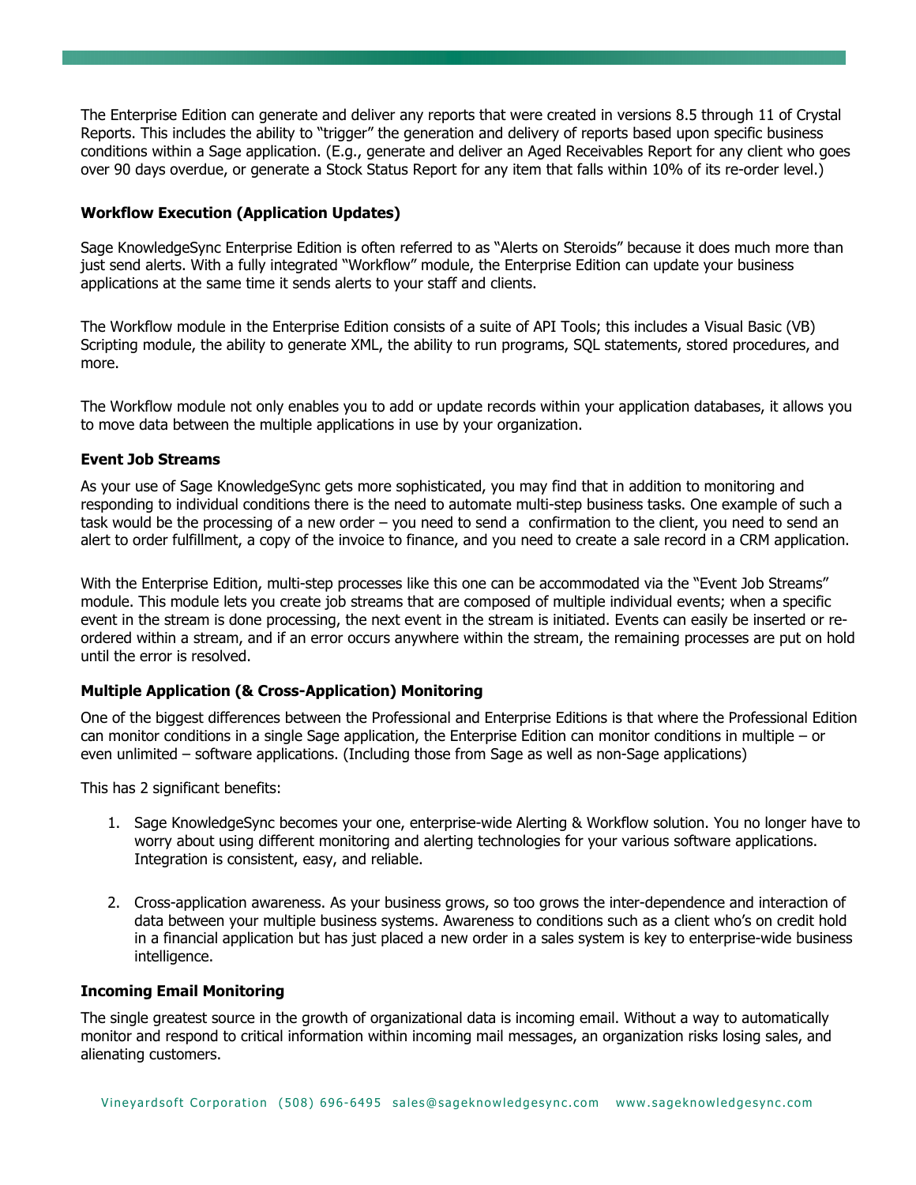The Enterprise Edition can generate and deliver any reports that were created in versions 8.5 through 11 of Crystal Reports. This includes the ability to "trigger" the generation and delivery of reports based upon specific business conditions within a Sage application. (E.g., generate and deliver an Aged Receivables Report for any client who goes over 90 days overdue, or generate a Stock Status Report for any item that falls within 10% of its re-order level.)

**Workflow Execution (Application Updates)**

Sage KnowledgeSync Enterprise Edition is often referred to as "Alerts on Steroids" because it does much more than just send alerts. With a fully integrated "Workflow" module, the Enterprise Edition can update your business applications at the same time it sends alerts to your staff and clients.

The Workflow module in the Enterprise Edition consists of a suite of API Tools; this includes a Visual Basic (VB) Scripting module, the ability to generate XML, the ability to run programs, SQL statements, stored procedures, and more.

The Workflow module not only enables you to add or update records within your application databases, it allows you to move data between the multiple applications in use by your organization.

**Event Job Streams**

As your use of Sage KnowledgeSync gets more sophisticated, you may find that in addition to monitoring and responding to individual conditions there is the need to automate multi-step business tasks. One example of such a task would be the processing of a new order – you need to send a confirmation to the client, you need to send an alert to order fulfillment, a copy of the invoice to finance, and you need to create a sale record in a CRM application.

With the Enterprise Edition, multi-step processes like this one can be accommodated via the "Event Job Streams" module. This module lets you create job streams that are composed of multiple individual events; when a specific event in the stream is done processing, the next event in the stream is initiated. Events can easily be inserted or re-ordered within a stream, and if an error occurs anywhere within the stream, the remaining processes are put on hold until the error is resolved.

**Multiple Application (& Cross-Application) Monitoring**

One of the biggest differences between the Professional and Enterprise Editions is that where the Professional Edition can monitor conditions in a single Sage application, the Enterprise Edition can monitor conditions in multiple – or even unlimited – software applications. (Including those from Sage as well as non-Sage applications)

This has 2 significant benefits:

1. Sage KnowledgeSync becomes your one, enterprise-wide Alerting & Workflow solution. You no longer have to worry about using different monitoring and alerting technologies for your various software applications. Integration is consistent, easy, and reliable.

2. Cross-application awareness. As your business grows, so too grows the inter-dependence and interaction of data between your multiple business systems. Awareness to conditions such as a client who's on credit hold in a financial application but has just placed a new order in a sales system is key to enterprise-wide business intelligence.

**Incoming Email Monitoring**

The single greatest source in the growth of organizational data is incoming email. Without a way to automatically monitor and respond to critical information within incoming mail messages, an organization risks losing sales, and alienating customers.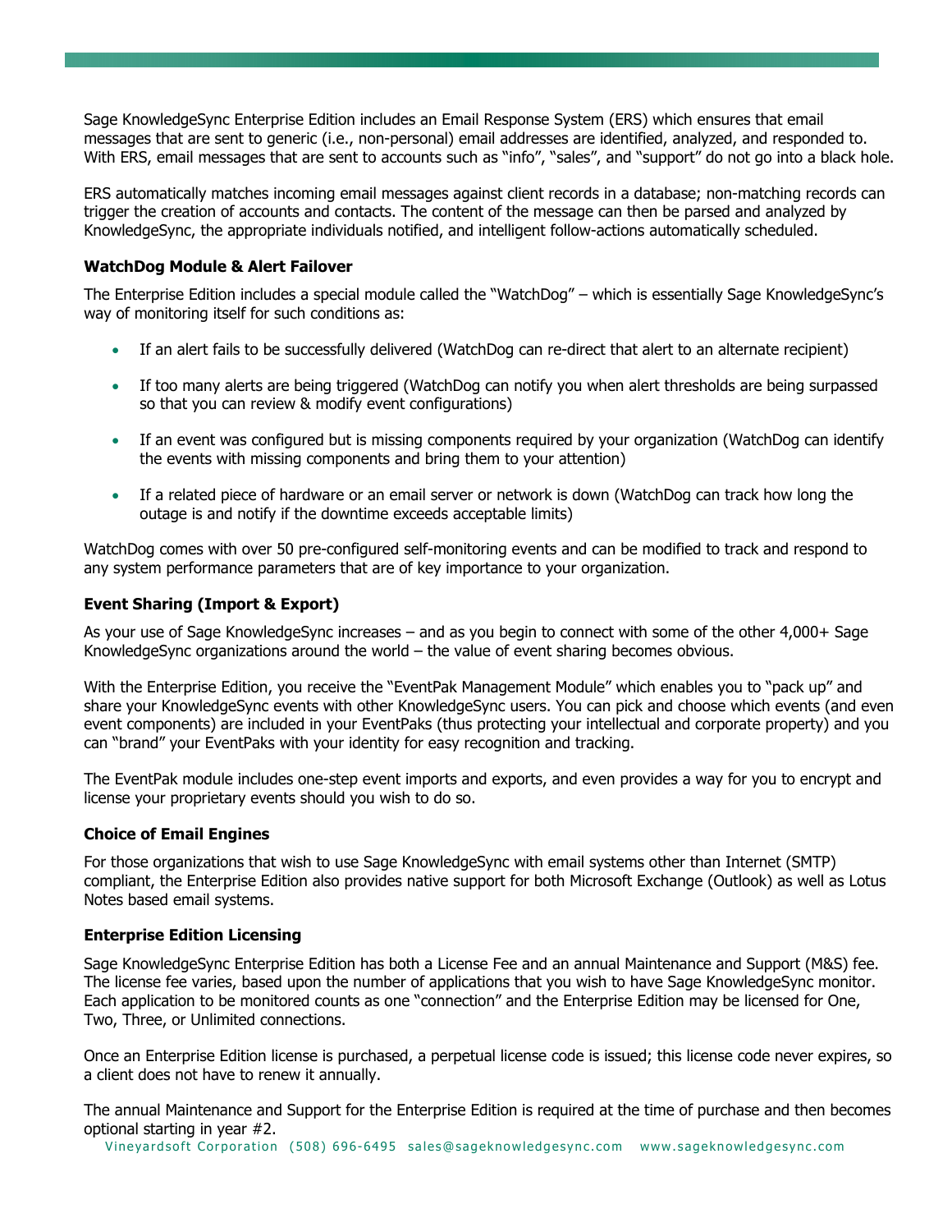Sage KnowledgeSync Enterprise Edition includes an Email Response System (ERS) which ensures that email messages that are sent to generic (i.e., non-personal) email addresses are identified, analyzed, and responded to. With ERS, email messages that are sent to accounts such as "info", "sales", and "support" do not go into a black hole.

ERS automatically matches incoming email messages against client records in a database; non-matching records can trigger the creation of accounts and contacts. The content of the message can then be parsed and analyzed by KnowledgeSync, the appropriate individuals notified, and intelligent follow-actions automatically scheduled.

### WatchDog Module & Alert Failover

The Enterprise Edition includes a special module called the "WatchDog" – which is essentially Sage KnowledgeSync's way of monitoring itself for such conditions as:

- If an alert fails to be successfully delivered (WatchDog can re-direct that alert to an alternate recipient)
- If too many alerts are being triggered (WatchDog can notify you when alert thresholds are being surpassed so that you can review & modify event configurations)
- If an event was configured but is missing components required by your organization (WatchDog can identify the events with missing components and bring them to your attention)
- If a related piece of hardware or an email server or network is down (WatchDog can track how long the outage is and notify if the downtime exceeds acceptable limits)

WatchDog comes with over 50 pre-configured self-monitoring events and can be modified to track and respond to any system performance parameters that are of key importance to your organization.

### Event Sharing (Import & Export)

As your use of Sage KnowledgeSync increases – and as you begin to connect with some of the other 4,000+ Sage KnowledgeSync organizations around the world – the value of event sharing becomes obvious.

With the Enterprise Edition, you receive the "EventPak Management Module" which enables you to "pack up" and share your KnowledgeSync events with other KnowledgeSync users. You can pick and choose which events (and even event components) are included in your EventPaks (thus protecting your intellectual and corporate property) and you can "brand" your EventPaks with your identity for easy recognition and tracking.

The EventPak module includes one-step event imports and exports, and even provides a way for you to encrypt and license your proprietary events should you wish to do so.

### Choice of Email Engines

For those organizations that wish to use Sage KnowledgeSync with email systems other than Internet (SMTP) compliant, the Enterprise Edition also provides native support for both Microsoft Exchange (Outlook) as well as Lotus Notes based email systems.

### Enterprise Edition Licensing

Sage KnowledgeSync Enterprise Edition has both a License Fee and an annual Maintenance and Support (M&S) fee. The license fee varies, based upon the number of applications that you wish to have Sage KnowledgeSync monitor. Each application to be monitored counts as one "connection" and the Enterprise Edition may be licensed for One, Two, Three, or Unlimited connections.

Once an Enterprise Edition license is purchased, a perpetual license code is issued; this license code never expires, so a client does not have to renew it annually.

The annual Maintenance and Support for the Enterprise Edition is required at the time of purchase and then becomes optional starting in year #2.

Vineyardsoft Corporation (508) 696-6495 sales@sageknowledgesync.com www.sageknowledgesync.com